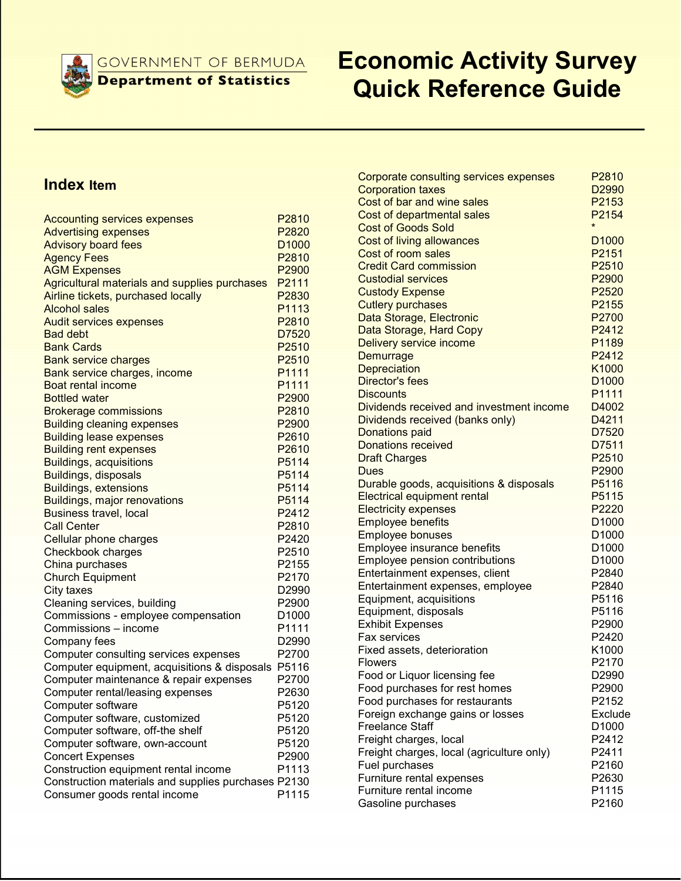GOVERNMENT OF BERMUDA
**Department of Statistics**

# Economic Activity Survey Quick Reference Guide

## Index Item

| Item | Code |
|---|---|
| Accounting services expenses | P2810 |
| Advertising expenses | P2820 |
| Advisory board fees | D1000 |
| Agency Fees | P2810 |
| AGM Expenses | P2900 |
| Agricultural materials and supplies purchases | P2111 |
| Airline tickets, purchased locally | P2830 |
| Alcohol sales | P1113 |
| Audit services expenses | P2810 |
| Bad debt | D7520 |
| Bank Cards | P2510 |
| Bank service charges | P2510 |
| Bank service charges, income | P1111 |
| Boat rental income | P1111 |
| Bottled water | P2900 |
| Brokerage commissions | P2810 |
| Building cleaning expenses | P2900 |
| Building lease expenses | P2610 |
| Building rent expenses | P2610 |
| Buildings, acquisitions | P5114 |
| Buildings, disposals | P5114 |
| Buildings, extensions | P5114 |
| Buildings, major renovations | P5114 |
| Business travel, local | P2412 |
| Call Center | P2810 |
| Cellular phone charges | P2420 |
| Checkbook charges | P2510 |
| China purchases | P2155 |
| Church Equipment | P2170 |
| City taxes | D2990 |
| Cleaning services, building | P2900 |
| Commissions - employee compensation | D1000 |
| Commissions – income | P1111 |
| Company fees | D2990 |
| Computer consulting services expenses | P2700 |
| Computer equipment, acquisitions & disposals | P5116 |
| Computer maintenance & repair expenses | P2700 |
| Computer rental/leasing expenses | P2630 |
| Computer software | P5120 |
| Computer software, customized | P5120 |
| Computer software, off-the shelf | P5120 |
| Computer software, own-account | P5120 |
| Concert Expenses | P2900 |
| Construction equipment rental income | P1113 |
| Construction materials and supplies purchases | P2130 |
| Consumer goods rental income | P1115 |
| Corporate consulting services expenses | P2810 |
| Corporation taxes | D2990 |
| Cost of bar and wine sales | P2153 |
| Cost of departmental sales | P2154 |
| Cost of Goods Sold | * |
| Cost of living allowances | D1000 |
| Cost of room sales | P2151 |
| Credit Card commission | P2510 |
| Custodial services | P2900 |
| Custody Expense | P2520 |
| Cutlery purchases | P2155 |
| Data Storage, Electronic | P2700 |
| Data Storage, Hard Copy | P2412 |
| Delivery service income | P1189 |
| Demurrage | P2412 |
| Depreciation | K1000 |
| Director's fees | D1000 |
| Discounts | P1111 |
| Dividends received and investment income | D4002 |
| Dividends received (banks only) | D4211 |
| Donations paid | D7520 |
| Donations received | D7511 |
| Draft Charges | P2510 |
| Dues | P2900 |
| Durable goods, acquisitions & disposals | P5116 |
| Electrical equipment rental | P5115 |
| Electricity expenses | P2220 |
| Employee benefits | D1000 |
| Employee bonuses | D1000 |
| Employee insurance benefits | D1000 |
| Employee pension contributions | D1000 |
| Entertainment expenses, client | P2840 |
| Entertainment expenses, employee | P2840 |
| Equipment, acquisitions | P5116 |
| Equipment, disposals | P5116 |
| Exhibit Expenses | P2900 |
| Fax services | P2420 |
| Fixed assets, deterioration | K1000 |
| Flowers | P2170 |
| Food or Liquor licensing fee | D2990 |
| Food purchases for rest homes | P2900 |
| Food purchases for restaurants | P2152 |
| Foreign exchange gains or losses | Exclude |
| Freelance Staff | D1000 |
| Freight charges, local | P2412 |
| Freight charges, local (agriculture only) | P2411 |
| Fuel purchases | P2160 |
| Furniture rental expenses | P2630 |
| Furniture rental income | P1115 |
| Gasoline purchases | P2160 |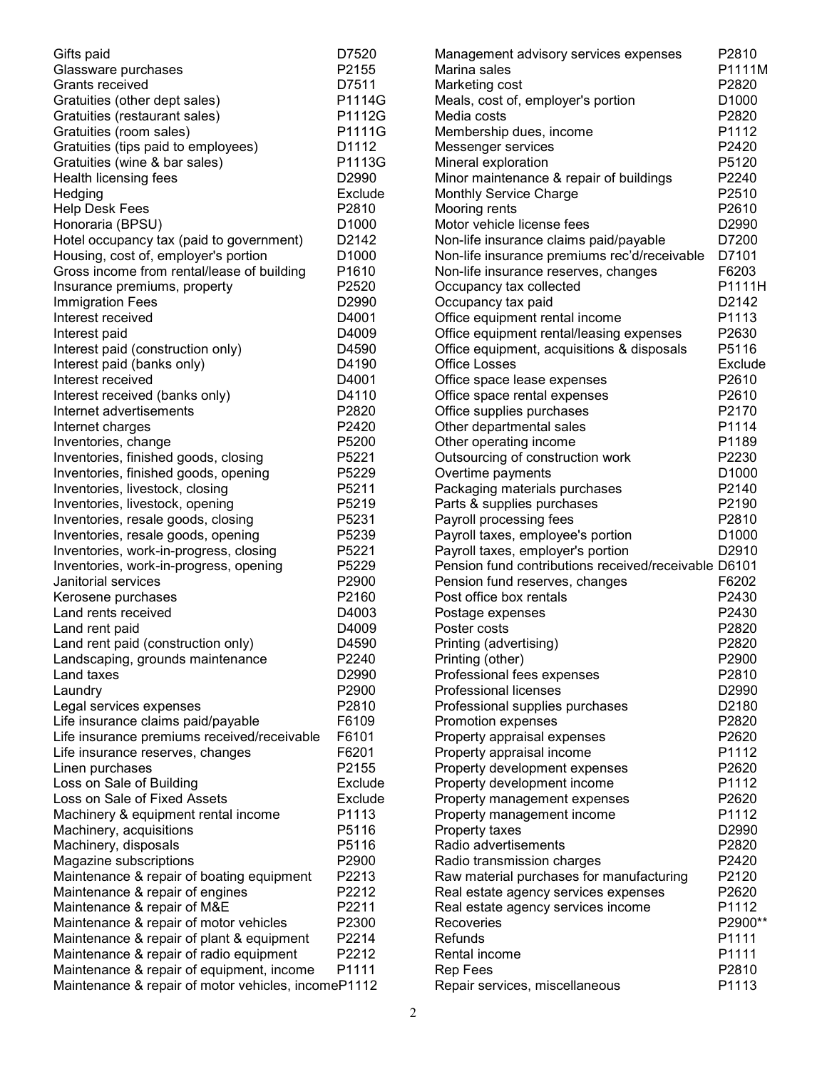| Item | Code |
|---|---|
| Gifts paid | D7520 |
| Glassware purchases | P2155 |
| Grants received | D7511 |
| Gratuities (other dept sales) | P1114G |
| Gratuities (restaurant sales) | P1112G |
| Gratuities (room sales) | P1111G |
| Gratuities (tips paid to employees) | D1112 |
| Gratuities (wine & bar sales) | P1113G |
| Health licensing fees | D2990 |
| Hedging | Exclude |
| Help Desk Fees | P2810 |
| Honoraria (BPSU) | D1000 |
| Hotel occupancy tax (paid to government) | D2142 |
| Housing, cost of, employer's portion | D1000 |
| Gross income from rental/lease of building | P1610 |
| Insurance premiums, property | P2520 |
| Immigration Fees | D2990 |
| Interest received | D4001 |
| Interest paid | D4009 |
| Interest paid (construction only) | D4590 |
| Interest paid (banks only) | D4190 |
| Interest received | D4001 |
| Interest received (banks only) | D4110 |
| Internet advertisements | P2820 |
| Internet charges | P2420 |
| Inventories, change | P5200 |
| Inventories, finished goods, closing | P5221 |
| Inventories, finished goods, opening | P5229 |
| Inventories, livestock, closing | P5211 |
| Inventories, livestock, opening | P5219 |
| Inventories, resale goods, closing | P5231 |
| Inventories, resale goods, opening | P5239 |
| Inventories, work-in-progress, closing | P5221 |
| Inventories, work-in-progress, opening | P5229 |
| Janitorial services | P2900 |
| Kerosene purchases | P2160 |
| Land rents received | D4003 |
| Land rent paid | D4009 |
| Land rent paid (construction only) | D4590 |
| Landscaping, grounds maintenance | P2240 |
| Land taxes | D2990 |
| Laundry | P2900 |
| Legal services expenses | P2810 |
| Life insurance claims paid/payable | F6109 |
| Life insurance premiums received/receivable | F6101 |
| Life insurance reserves, changes | F6201 |
| Linen purchases | P2155 |
| Loss on Sale of Building | Exclude |
| Loss on Sale of Fixed Assets | Exclude |
| Machinery & equipment rental income | P1113 |
| Machinery, acquisitions | P5116 |
| Machinery, disposals | P5116 |
| Magazine subscriptions | P2900 |
| Maintenance & repair of boating equipment | P2213 |
| Maintenance & repair of engines | P2212 |
| Maintenance & repair of M&E | P2211 |
| Maintenance & repair of motor vehicles | P2300 |
| Maintenance & repair of plant & equipment | P2214 |
| Maintenance & repair of radio equipment | P2212 |
| Maintenance & repair of equipment, income | P1111 |
| Maintenance & repair of motor vehicles, income | P1112 |
| Management advisory services expenses | P2810 |
| Marina sales | P1111M |
| Marketing cost | P2820 |
| Meals, cost of, employer's portion | D1000 |
| Media costs | P2820 |
| Membership dues, income | P1112 |
| Messenger services | P2420 |
| Mineral exploration | P5120 |
| Minor maintenance & repair of buildings | P2240 |
| Monthly Service Charge | P2510 |
| Mooring rents | P2610 |
| Motor vehicle license fees | D2990 |
| Non-life insurance claims paid/payable | D7200 |
| Non-life insurance premiums rec'd/receivable | D7101 |
| Non-life insurance reserves, changes | F6203 |
| Occupancy tax collected | P1111H |
| Occupancy tax paid | D2142 |
| Office equipment rental income | P1113 |
| Office equipment rental/leasing expenses | P2630 |
| Office equipment, acquisitions & disposals | P5116 |
| Office Losses | Exclude |
| Office space lease expenses | P2610 |
| Office space rental expenses | P2610 |
| Office supplies purchases | P2170 |
| Other departmental sales | P1114 |
| Other operating income | P1189 |
| Outsourcing of construction work | P2230 |
| Overtime payments | D1000 |
| Packaging materials purchases | P2140 |
| Parts & supplies purchases | P2190 |
| Payroll processing fees | P2810 |
| Payroll taxes, employee's portion | D1000 |
| Payroll taxes, employer's portion | D2910 |
| Pension fund contributions received/receivable | D6101 |
| Pension fund reserves, changes | F6202 |
| Post office box rentals | P2430 |
| Postage expenses | P2430 |
| Poster costs | P2820 |
| Printing (advertising) | P2820 |
| Printing (other) | P2900 |
| Professional fees expenses | P2810 |
| Professional licenses | D2990 |
| Professional supplies purchases | D2180 |
| Promotion expenses | P2820 |
| Property appraisal expenses | P2620 |
| Property appraisal income | P1112 |
| Property development expenses | P2620 |
| Property development income | P1112 |
| Property management expenses | P2620 |
| Property management income | P1112 |
| Property taxes | D2990 |
| Radio advertisements | P2820 |
| Radio transmission charges | P2420 |
| Raw material purchases for manufacturing | P2120 |
| Real estate agency services expenses | P2620 |
| Real estate agency services income | P1112 |
| Recoveries | P2900** |
| Refunds | P1111 |
| Rental income | P1111 |
| Rep Fees | P2810 |
| Repair services, miscellaneous | P1113 |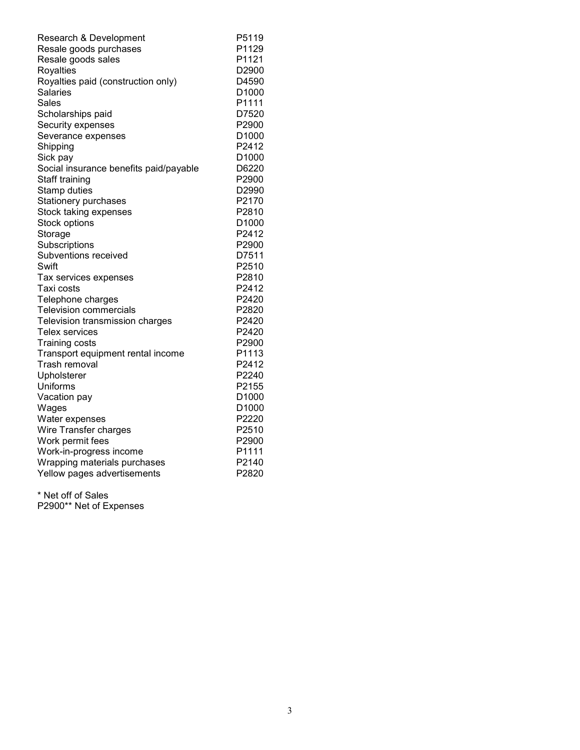| | |
|---|---|
| Research & Development | P5119 |
| Resale goods purchases | P1129 |
| Resale goods sales | P1121 |
| Royalties | D2900 |
| Royalties paid (construction only) | D4590 |
| Salaries | D1000 |
| Sales | P1111 |
| Scholarships paid | D7520 |
| Security expenses | P2900 |
| Severance expenses | D1000 |
| Shipping | P2412 |
| Sick pay | D1000 |
| Social insurance benefits paid/payable | D6220 |
| Staff training | P2900 |
| Stamp duties | D2990 |
| Stationery purchases | P2170 |
| Stock taking expenses | P2810 |
| Stock options | D1000 |
| Storage | P2412 |
| Subscriptions | P2900 |
| Subventions received | D7511 |
| Swift | P2510 |
| Tax services expenses | P2810 |
| Taxi costs | P2412 |
| Telephone charges | P2420 |
| Television commercials | P2820 |
| Television transmission charges | P2420 |
| Telex services | P2420 |
| Training costs | P2900 |
| Transport equipment rental income | P1113 |
| Trash removal | P2412 |
| Upholsterer | P2240 |
| Uniforms | P2155 |
| Vacation pay | D1000 |
| Wages | D1000 |
| Water expenses | P2220 |
| Wire Transfer charges | P2510 |
| Work permit fees | P2900 |
| Work-in-progress income | P1111 |
| Wrapping materials purchases | P2140 |
| Yellow pages advertisements | P2820 |

* Net off of Sales
P2900** Net of Expenses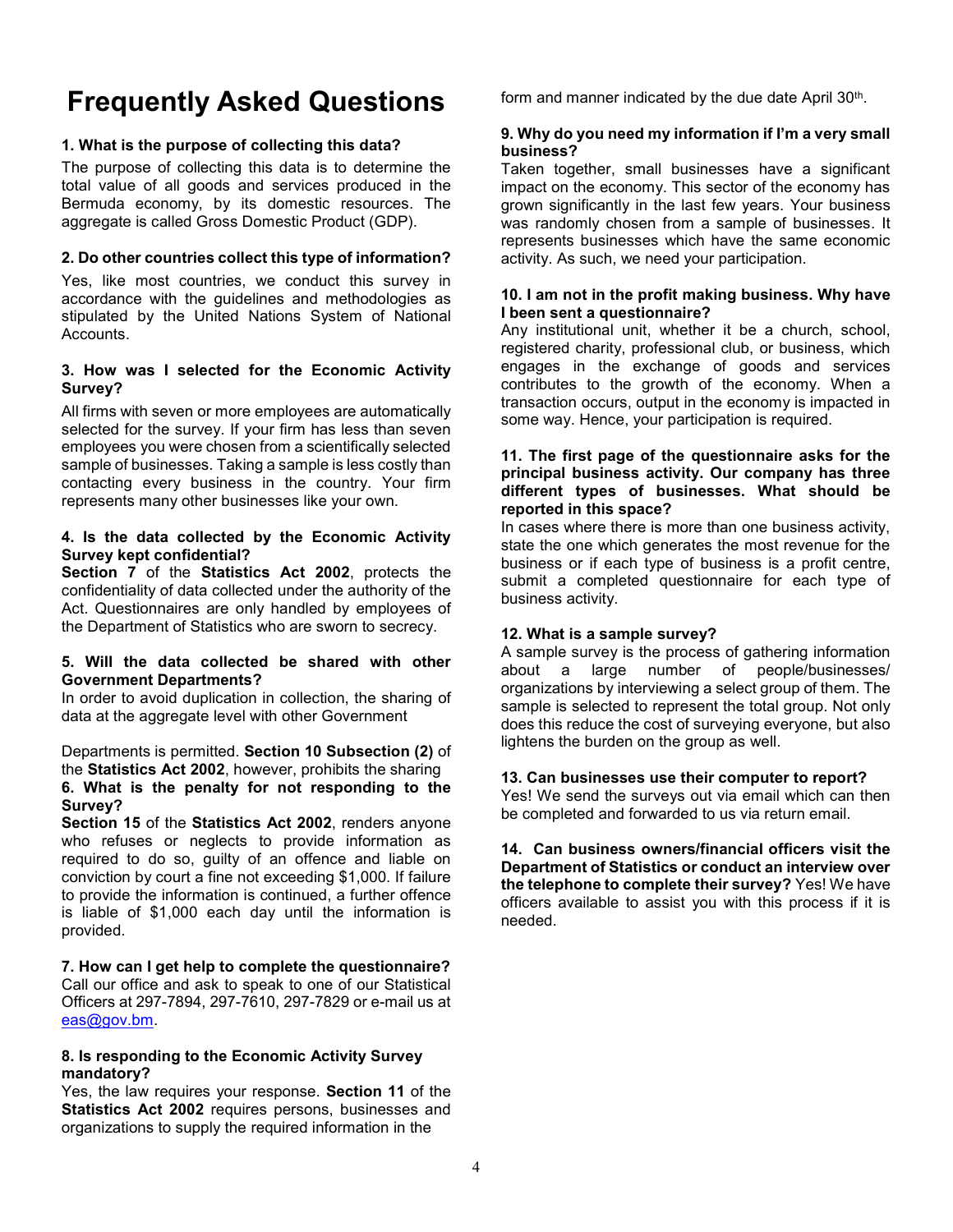# Frequently Asked Questions

**1. What is the purpose of collecting this data?**

The purpose of collecting this data is to determine the total value of all goods and services produced in the Bermuda economy, by its domestic resources. The aggregate is called Gross Domestic Product (GDP).

**2. Do other countries collect this type of information?**

Yes, like most countries, we conduct this survey in accordance with the guidelines and methodologies as stipulated by the United Nations System of National Accounts.

**3. How was I selected for the Economic Activity Survey?**

All firms with seven or more employees are automatically selected for the survey. If your firm has less than seven employees you were chosen from a scientifically selected sample of businesses. Taking a sample is less costly than contacting every business in the country. Your firm represents many other businesses like your own.

**4. Is the data collected by the Economic Activity Survey kept confidential?**

**Section 7** of the **Statistics Act 2002**, protects the confidentiality of data collected under the authority of the Act. Questionnaires are only handled by employees of the Department of Statistics who are sworn to secrecy.

**5. Will the data collected be shared with other Government Departments?**

In order to avoid duplication in collection, the sharing of data at the aggregate level with other Government

Departments is permitted. **Section 10 Subsection (2)** of the **Statistics Act 2002**, however, prohibits the sharing

**6. What is the penalty for not responding to the Survey?**

**Section 15** of the **Statistics Act 2002**, renders anyone who refuses or neglects to provide information as required to do so, guilty of an offence and liable on conviction by court a fine not exceeding $1,000. If failure to provide the information is continued, a further offence is liable of $1,000 each day until the information is provided.

**7. How can I get help to complete the questionnaire?**

Call our office and ask to speak to one of our Statistical Officers at 297-7894, 297-7610, 297-7829 or e-mail us at eas@gov.bm.

**8. Is responding to the Economic Activity Survey mandatory?**

Yes, the law requires your response. **Section 11** of the **Statistics Act 2002** requires persons, businesses and organizations to supply the required information in the form and manner indicated by the due date April 30th.

**9. Why do you need my information if I'm a very small business?**

Taken together, small businesses have a significant impact on the economy. This sector of the economy has grown significantly in the last few years. Your business was randomly chosen from a sample of businesses. It represents businesses which have the same economic activity. As such, we need your participation.

**10. I am not in the profit making business. Why have I been sent a questionnaire?**

Any institutional unit, whether it be a church, school, registered charity, professional club, or business, which engages in the exchange of goods and services contributes to the growth of the economy. When a transaction occurs, output in the economy is impacted in some way. Hence, your participation is required.

**11. The first page of the questionnaire asks for the principal business activity. Our company has three different types of businesses. What should be reported in this space?**

In cases where there is more than one business activity, state the one which generates the most revenue for the business or if each type of business is a profit centre, submit a completed questionnaire for each type of business activity.

**12. What is a sample survey?**

A sample survey is the process of gathering information about a large number of people/businesses/ organizations by interviewing a select group of them. The sample is selected to represent the total group. Not only does this reduce the cost of surveying everyone, but also lightens the burden on the group as well.

**13. Can businesses use their computer to report?**

Yes! We send the surveys out via email which can then be completed and forwarded to us via return email.

**14. Can business owners/financial officers visit the Department of Statistics or conduct an interview over the telephone to complete their survey?** Yes! We have officers available to assist you with this process if it is needed.